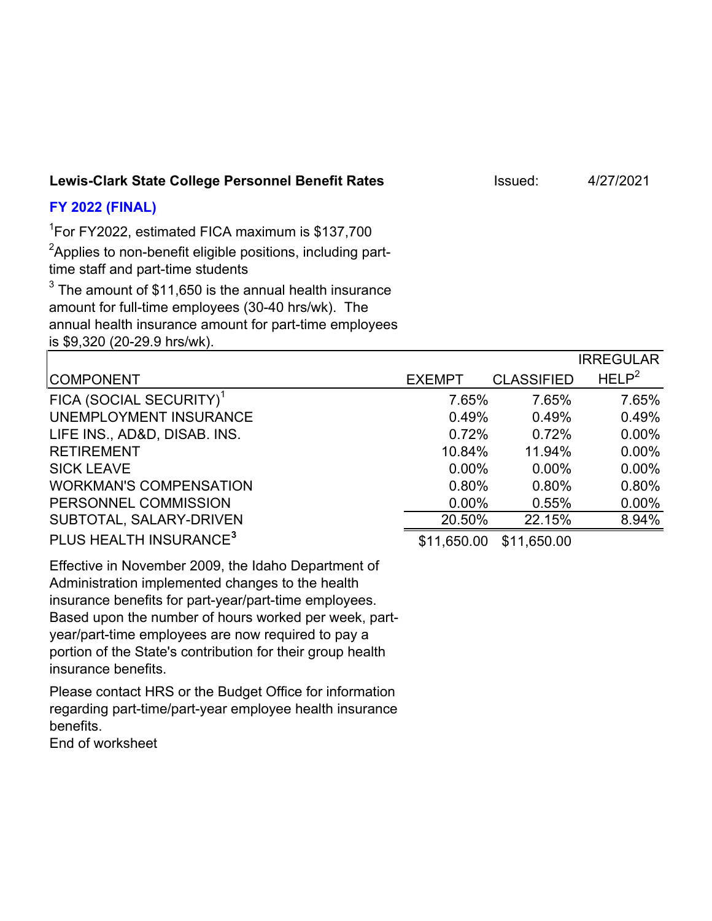**Lewis-Clark State College Personnel Benefit Rates** Issued: 4/27/2021

**FY 2022 (FINAL)**

[1]For FY2022, estimated FICA maximum is $137,700

[2]Applies to non-benefit eligible positions, including part-time staff and part-time students

[3] The amount of $11,650 is the annual health insurance amount for full-time employees (30-40 hrs/wk). The annual health insurance amount for part-time employees is $9,320 (20-29.9 hrs/wk).

| COMPONENT | EXEMPT | CLASSIFIED | IRREGULAR HELP[2] |
|---|---|---|---|
| FICA (SOCIAL SECURITY)[1] | 7.65% | 7.65% | 7.65% |
| UNEMPLOYMENT INSURANCE | 0.49% | 0.49% | 0.49% |
| LIFE INS., AD&D, DISAB. INS. | 0.72% | 0.72% | 0.00% |
| RETIREMENT | 10.84% | 11.94% | 0.00% |
| SICK LEAVE | 0.00% | 0.00% | 0.00% |
| WORKMAN'S COMPENSATION | 0.80% | 0.80% | 0.80% |
| PERSONNEL COMMISSION | 0.00% | 0.55% | 0.00% |
| SUBTOTAL, SALARY-DRIVEN | 20.50% | 22.15% | 8.94% |
| PLUS HEALTH INSURANCE[3] | $11,650.00 | $11,650.00 | |

Effective in November 2009, the Idaho Department of Administration implemented changes to the health insurance benefits for part-year/part-time employees. Based upon the number of hours worked per week, part-year/part-time employees are now required to pay a portion of the State's contribution for their group health insurance benefits.

Please contact HRS or the Budget Office for information regarding part-time/part-year employee health insurance benefits.

End of worksheet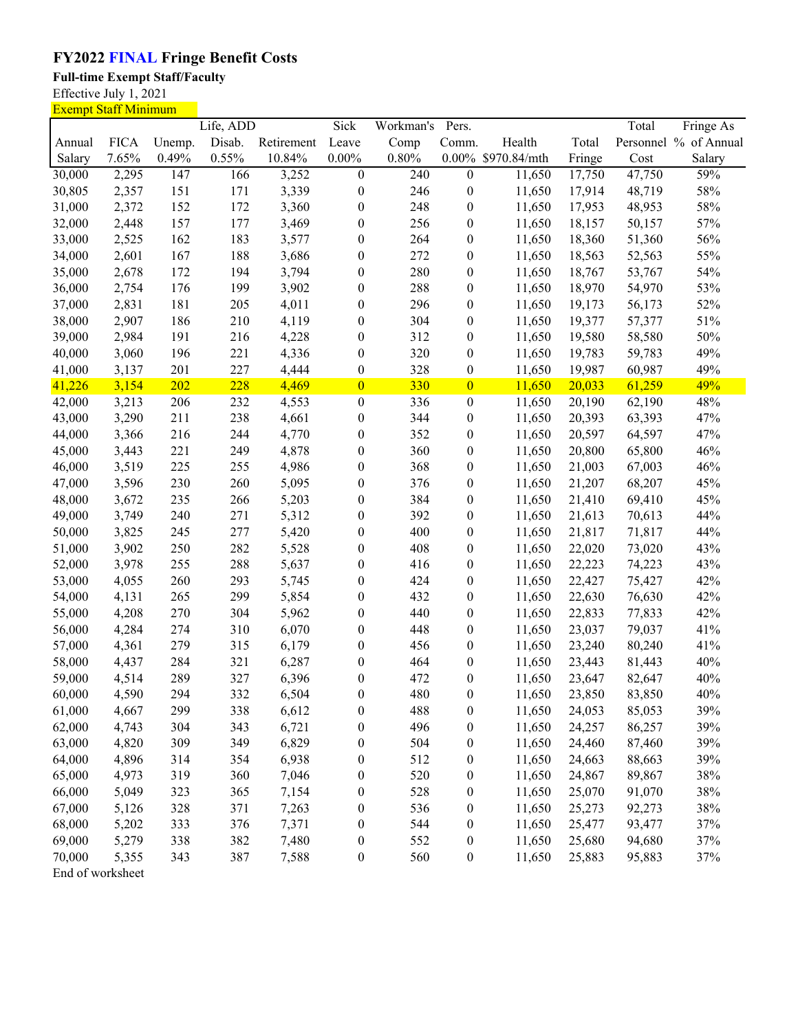# FY2022 FINAL Fringe Benefit Costs

**Full-time Exempt Staff/Faculty**

Effective July 1, 2021

Exempt Staff Minimum

| Annual Salary | FICA 7.65% | Unemp. 0.49% | Life, ADD Disab. 0.55% | Retirement 10.84% | Sick Leave 0.00% | Workman's Comp 0.80% | Pers. Comm. 0.00% | Health $970.84/mth | Total Fringe | Total Personnel Cost | Fringe As % of Annual Salary |
|---|---|---|---|---|---|---|---|---|---|---|---|
| 30,000 | 2,295 | 147 | 166 | 3,252 | 0 | 240 | 0 | 11,650 | 17,750 | 47,750 | 59% |
| 30,805 | 2,357 | 151 | 171 | 3,339 | 0 | 246 | 0 | 11,650 | 17,914 | 48,719 | 58% |
| 31,000 | 2,372 | 152 | 172 | 3,360 | 0 | 248 | 0 | 11,650 | 17,953 | 48,953 | 58% |
| 32,000 | 2,448 | 157 | 177 | 3,469 | 0 | 256 | 0 | 11,650 | 18,157 | 50,157 | 57% |
| 33,000 | 2,525 | 162 | 183 | 3,577 | 0 | 264 | 0 | 11,650 | 18,360 | 51,360 | 56% |
| 34,000 | 2,601 | 167 | 188 | 3,686 | 0 | 272 | 0 | 11,650 | 18,563 | 52,563 | 55% |
| 35,000 | 2,678 | 172 | 194 | 3,794 | 0 | 280 | 0 | 11,650 | 18,767 | 53,767 | 54% |
| 36,000 | 2,754 | 176 | 199 | 3,902 | 0 | 288 | 0 | 11,650 | 18,970 | 54,970 | 53% |
| 37,000 | 2,831 | 181 | 205 | 4,011 | 0 | 296 | 0 | 11,650 | 19,173 | 56,173 | 52% |
| 38,000 | 2,907 | 186 | 210 | 4,119 | 0 | 304 | 0 | 11,650 | 19,377 | 57,377 | 51% |
| 39,000 | 2,984 | 191 | 216 | 4,228 | 0 | 312 | 0 | 11,650 | 19,580 | 58,580 | 50% |
| 40,000 | 3,060 | 196 | 221 | 4,336 | 0 | 320 | 0 | 11,650 | 19,783 | 59,783 | 49% |
| 41,000 | 3,137 | 201 | 227 | 4,444 | 0 | 328 | 0 | 11,650 | 19,987 | 60,987 | 49% |
| 41,226 | 3,154 | 202 | 228 | 4,469 | 0 | 330 | 0 | 11,650 | 20,033 | 61,259 | 49% |
| 42,000 | 3,213 | 206 | 232 | 4,553 | 0 | 336 | 0 | 11,650 | 20,190 | 62,190 | 48% |
| 43,000 | 3,290 | 211 | 238 | 4,661 | 0 | 344 | 0 | 11,650 | 20,393 | 63,393 | 47% |
| 44,000 | 3,366 | 216 | 244 | 4,770 | 0 | 352 | 0 | 11,650 | 20,597 | 64,597 | 47% |
| 45,000 | 3,443 | 221 | 249 | 4,878 | 0 | 360 | 0 | 11,650 | 20,800 | 65,800 | 46% |
| 46,000 | 3,519 | 225 | 255 | 4,986 | 0 | 368 | 0 | 11,650 | 21,003 | 67,003 | 46% |
| 47,000 | 3,596 | 230 | 260 | 5,095 | 0 | 376 | 0 | 11,650 | 21,207 | 68,207 | 45% |
| 48,000 | 3,672 | 235 | 266 | 5,203 | 0 | 384 | 0 | 11,650 | 21,410 | 69,410 | 45% |
| 49,000 | 3,749 | 240 | 271 | 5,312 | 0 | 392 | 0 | 11,650 | 21,613 | 70,613 | 44% |
| 50,000 | 3,825 | 245 | 277 | 5,420 | 0 | 400 | 0 | 11,650 | 21,817 | 71,817 | 44% |
| 51,000 | 3,902 | 250 | 282 | 5,528 | 0 | 408 | 0 | 11,650 | 22,020 | 73,020 | 43% |
| 52,000 | 3,978 | 255 | 288 | 5,637 | 0 | 416 | 0 | 11,650 | 22,223 | 74,223 | 43% |
| 53,000 | 4,055 | 260 | 293 | 5,745 | 0 | 424 | 0 | 11,650 | 22,427 | 75,427 | 42% |
| 54,000 | 4,131 | 265 | 299 | 5,854 | 0 | 432 | 0 | 11,650 | 22,630 | 76,630 | 42% |
| 55,000 | 4,208 | 270 | 304 | 5,962 | 0 | 440 | 0 | 11,650 | 22,833 | 77,833 | 42% |
| 56,000 | 4,284 | 274 | 310 | 6,070 | 0 | 448 | 0 | 11,650 | 23,037 | 79,037 | 41% |
| 57,000 | 4,361 | 279 | 315 | 6,179 | 0 | 456 | 0 | 11,650 | 23,240 | 80,240 | 41% |
| 58,000 | 4,437 | 284 | 321 | 6,287 | 0 | 464 | 0 | 11,650 | 23,443 | 81,443 | 40% |
| 59,000 | 4,514 | 289 | 327 | 6,396 | 0 | 472 | 0 | 11,650 | 23,647 | 82,647 | 40% |
| 60,000 | 4,590 | 294 | 332 | 6,504 | 0 | 480 | 0 | 11,650 | 23,850 | 83,850 | 40% |
| 61,000 | 4,667 | 299 | 338 | 6,612 | 0 | 488 | 0 | 11,650 | 24,053 | 85,053 | 39% |
| 62,000 | 4,743 | 304 | 343 | 6,721 | 0 | 496 | 0 | 11,650 | 24,257 | 86,257 | 39% |
| 63,000 | 4,820 | 309 | 349 | 6,829 | 0 | 504 | 0 | 11,650 | 24,460 | 87,460 | 39% |
| 64,000 | 4,896 | 314 | 354 | 6,938 | 0 | 512 | 0 | 11,650 | 24,663 | 88,663 | 39% |
| 65,000 | 4,973 | 319 | 360 | 7,046 | 0 | 520 | 0 | 11,650 | 24,867 | 89,867 | 38% |
| 66,000 | 5,049 | 323 | 365 | 7,154 | 0 | 528 | 0 | 11,650 | 25,070 | 91,070 | 38% |
| 67,000 | 5,126 | 328 | 371 | 7,263 | 0 | 536 | 0 | 11,650 | 25,273 | 92,273 | 38% |
| 68,000 | 5,202 | 333 | 376 | 7,371 | 0 | 544 | 0 | 11,650 | 25,477 | 93,477 | 37% |
| 69,000 | 5,279 | 338 | 382 | 7,480 | 0 | 552 | 0 | 11,650 | 25,680 | 94,680 | 37% |
| 70,000 | 5,355 | 343 | 387 | 7,588 | 0 | 560 | 0 | 11,650 | 25,883 | 95,883 | 37% |

End of worksheet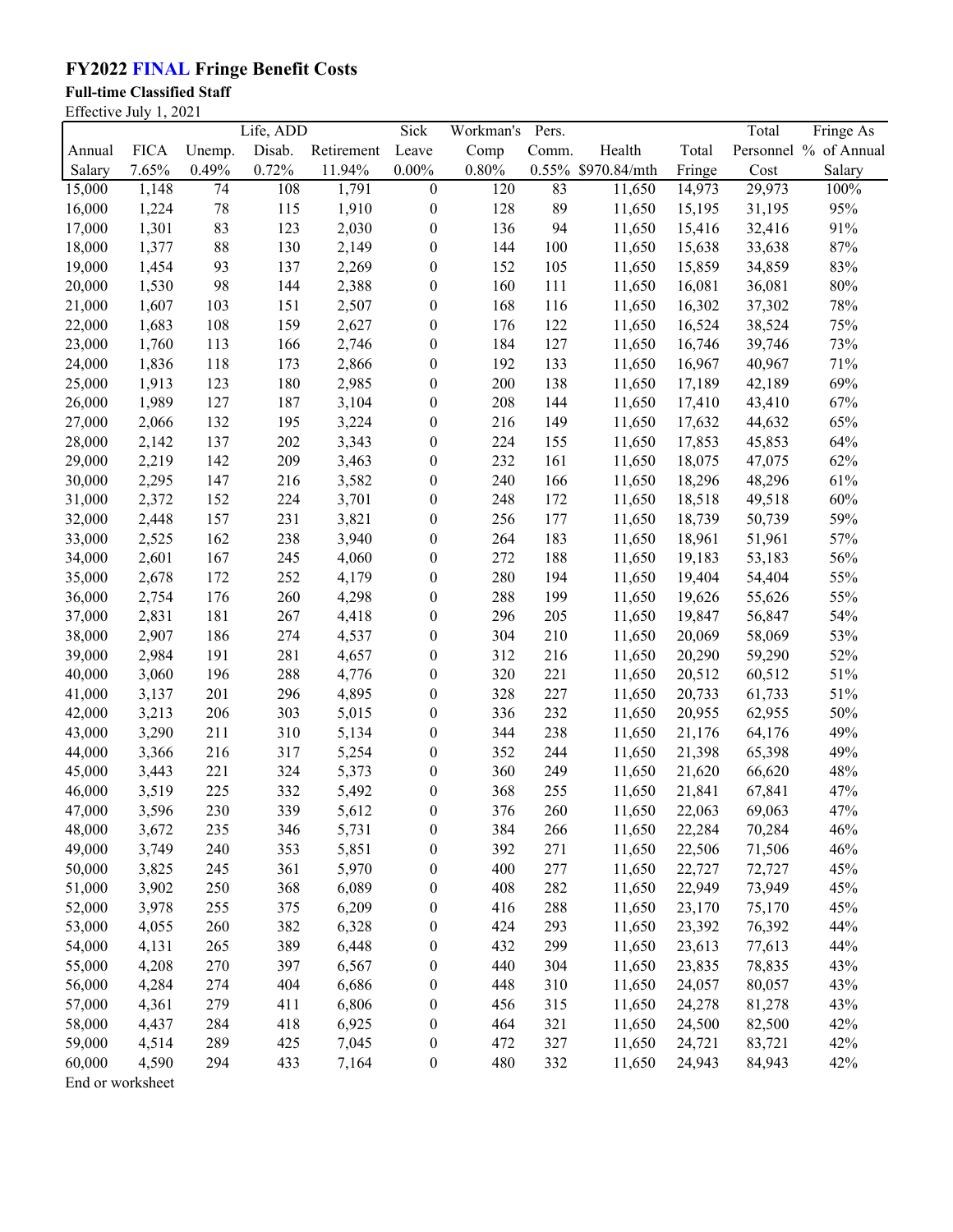# FY2022 FINAL Fringe Benefit Costs

**Full-time Classified Staff**

Effective July 1, 2021

| Annual Salary | FICA 7.65% | Unemp. 0.49% | Life, ADD Disab. 0.72% | Retirement 11.94% | Sick Leave 0.00% | Workman's Comp 0.80% | Pers. Comm. 0.55% | Health $970.84/mth | Total Fringe | Total Personnel Cost | Fringe As % of Annual Salary |
|---|---|---|---|---|---|---|---|---|---|---|---|
| 15,000 | 1,148 | 74 | 108 | 1,791 | 0 | 120 | 83 | 11,650 | 14,973 | 29,973 | 100% |
| 16,000 | 1,224 | 78 | 115 | 1,910 | 0 | 128 | 89 | 11,650 | 15,195 | 31,195 | 95% |
| 17,000 | 1,301 | 83 | 123 | 2,030 | 0 | 136 | 94 | 11,650 | 15,416 | 32,416 | 91% |
| 18,000 | 1,377 | 88 | 130 | 2,149 | 0 | 144 | 100 | 11,650 | 15,638 | 33,638 | 87% |
| 19,000 | 1,454 | 93 | 137 | 2,269 | 0 | 152 | 105 | 11,650 | 15,859 | 34,859 | 83% |
| 20,000 | 1,530 | 98 | 144 | 2,388 | 0 | 160 | 111 | 11,650 | 16,081 | 36,081 | 80% |
| 21,000 | 1,607 | 103 | 151 | 2,507 | 0 | 168 | 116 | 11,650 | 16,302 | 37,302 | 78% |
| 22,000 | 1,683 | 108 | 159 | 2,627 | 0 | 176 | 122 | 11,650 | 16,524 | 38,524 | 75% |
| 23,000 | 1,760 | 113 | 166 | 2,746 | 0 | 184 | 127 | 11,650 | 16,746 | 39,746 | 73% |
| 24,000 | 1,836 | 118 | 173 | 2,866 | 0 | 192 | 133 | 11,650 | 16,967 | 40,967 | 71% |
| 25,000 | 1,913 | 123 | 180 | 2,985 | 0 | 200 | 138 | 11,650 | 17,189 | 42,189 | 69% |
| 26,000 | 1,989 | 127 | 187 | 3,104 | 0 | 208 | 144 | 11,650 | 17,410 | 43,410 | 67% |
| 27,000 | 2,066 | 132 | 195 | 3,224 | 0 | 216 | 149 | 11,650 | 17,632 | 44,632 | 65% |
| 28,000 | 2,142 | 137 | 202 | 3,343 | 0 | 224 | 155 | 11,650 | 17,853 | 45,853 | 64% |
| 29,000 | 2,219 | 142 | 209 | 3,463 | 0 | 232 | 161 | 11,650 | 18,075 | 47,075 | 62% |
| 30,000 | 2,295 | 147 | 216 | 3,582 | 0 | 240 | 166 | 11,650 | 18,296 | 48,296 | 61% |
| 31,000 | 2,372 | 152 | 224 | 3,701 | 0 | 248 | 172 | 11,650 | 18,518 | 49,518 | 60% |
| 32,000 | 2,448 | 157 | 231 | 3,821 | 0 | 256 | 177 | 11,650 | 18,739 | 50,739 | 59% |
| 33,000 | 2,525 | 162 | 238 | 3,940 | 0 | 264 | 183 | 11,650 | 18,961 | 51,961 | 57% |
| 34,000 | 2,601 | 167 | 245 | 4,060 | 0 | 272 | 188 | 11,650 | 19,183 | 53,183 | 56% |
| 35,000 | 2,678 | 172 | 252 | 4,179 | 0 | 280 | 194 | 11,650 | 19,404 | 54,404 | 55% |
| 36,000 | 2,754 | 176 | 260 | 4,298 | 0 | 288 | 199 | 11,650 | 19,626 | 55,626 | 55% |
| 37,000 | 2,831 | 181 | 267 | 4,418 | 0 | 296 | 205 | 11,650 | 19,847 | 56,847 | 54% |
| 38,000 | 2,907 | 186 | 274 | 4,537 | 0 | 304 | 210 | 11,650 | 20,069 | 58,069 | 53% |
| 39,000 | 2,984 | 191 | 281 | 4,657 | 0 | 312 | 216 | 11,650 | 20,290 | 59,290 | 52% |
| 40,000 | 3,060 | 196 | 288 | 4,776 | 0 | 320 | 221 | 11,650 | 20,512 | 60,512 | 51% |
| 41,000 | 3,137 | 201 | 296 | 4,895 | 0 | 328 | 227 | 11,650 | 20,733 | 61,733 | 51% |
| 42,000 | 3,213 | 206 | 303 | 5,015 | 0 | 336 | 232 | 11,650 | 20,955 | 62,955 | 50% |
| 43,000 | 3,290 | 211 | 310 | 5,134 | 0 | 344 | 238 | 11,650 | 21,176 | 64,176 | 49% |
| 44,000 | 3,366 | 216 | 317 | 5,254 | 0 | 352 | 244 | 11,650 | 21,398 | 65,398 | 49% |
| 45,000 | 3,443 | 221 | 324 | 5,373 | 0 | 360 | 249 | 11,650 | 21,620 | 66,620 | 48% |
| 46,000 | 3,519 | 225 | 332 | 5,492 | 0 | 368 | 255 | 11,650 | 21,841 | 67,841 | 47% |
| 47,000 | 3,596 | 230 | 339 | 5,612 | 0 | 376 | 260 | 11,650 | 22,063 | 69,063 | 47% |
| 48,000 | 3,672 | 235 | 346 | 5,731 | 0 | 384 | 266 | 11,650 | 22,284 | 70,284 | 46% |
| 49,000 | 3,749 | 240 | 353 | 5,851 | 0 | 392 | 271 | 11,650 | 22,506 | 71,506 | 46% |
| 50,000 | 3,825 | 245 | 361 | 5,970 | 0 | 400 | 277 | 11,650 | 22,727 | 72,727 | 45% |
| 51,000 | 3,902 | 250 | 368 | 6,089 | 0 | 408 | 282 | 11,650 | 22,949 | 73,949 | 45% |
| 52,000 | 3,978 | 255 | 375 | 6,209 | 0 | 416 | 288 | 11,650 | 23,170 | 75,170 | 45% |
| 53,000 | 4,055 | 260 | 382 | 6,328 | 0 | 424 | 293 | 11,650 | 23,392 | 76,392 | 44% |
| 54,000 | 4,131 | 265 | 389 | 6,448 | 0 | 432 | 299 | 11,650 | 23,613 | 77,613 | 44% |
| 55,000 | 4,208 | 270 | 397 | 6,567 | 0 | 440 | 304 | 11,650 | 23,835 | 78,835 | 43% |
| 56,000 | 4,284 | 274 | 404 | 6,686 | 0 | 448 | 310 | 11,650 | 24,057 | 80,057 | 43% |
| 57,000 | 4,361 | 279 | 411 | 6,806 | 0 | 456 | 315 | 11,650 | 24,278 | 81,278 | 43% |
| 58,000 | 4,437 | 284 | 418 | 6,925 | 0 | 464 | 321 | 11,650 | 24,500 | 82,500 | 42% |
| 59,000 | 4,514 | 289 | 425 | 7,045 | 0 | 472 | 327 | 11,650 | 24,721 | 83,721 | 42% |
| 60,000 | 4,590 | 294 | 433 | 7,164 | 0 | 480 | 332 | 11,650 | 24,943 | 84,943 | 42% |

End or worksheet